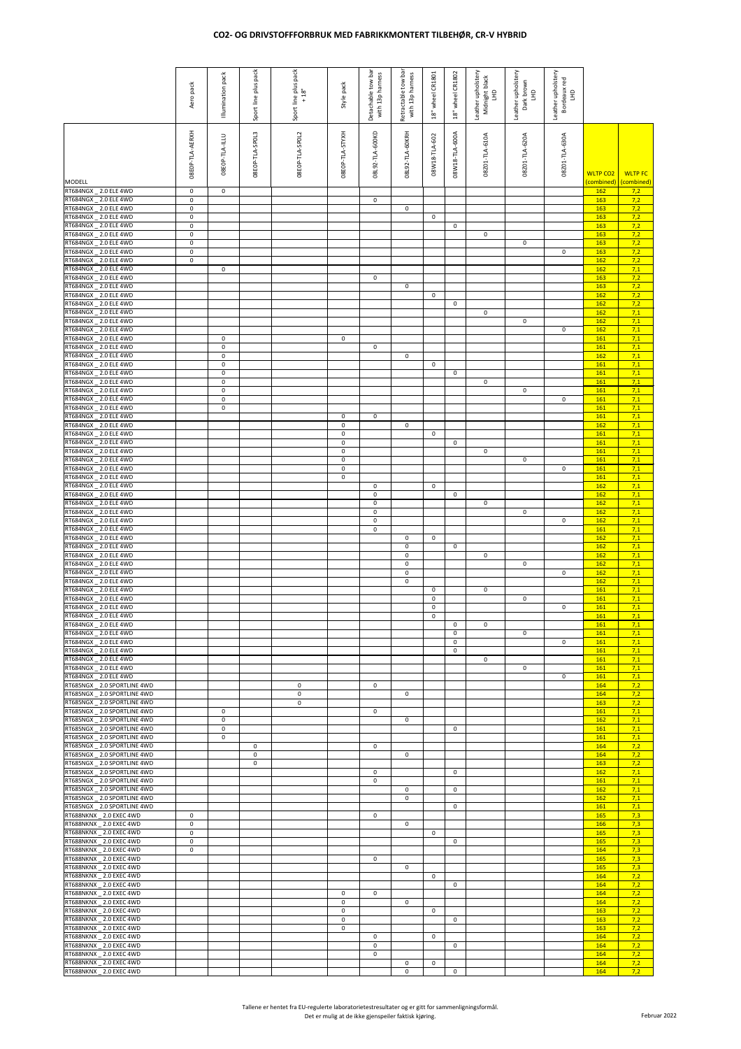## CO2- OG DRIVSTOFFORBRUK MED FABRIKKMONTERT TILBEHØR, CR-V HYBRID

| MODELL | Aero pack<br>08E0P-TLA-AERXH | Illumination pack<br>08E0P-TLA-ILLU | Sport line plus pack<br>08E0P-TLA-SPOL3 | Sport line plus pack + 18"<br>08E0P-TLA-SPOL2 | Style pack<br>08E0P-TLA-STYXH | Detachable tow bar with 13p harness<br>08L92-TLA-600KD | Retractable tow bar with 13p harness<br>08L92-TLA-60KRH | 18" wheel CR1801<br>08W18-TLA-602 | 18" wheel CR1802<br>08W18-TLA-600A | Leather upholstery Midnight black LHD<br>08201-TLA-610A | Leather upholstery Dark brown LHD<br>08201-TLA-620A | Leather upholstery Bordeaux red LHD<br>08201-TLA-630A | WLTP CO2 (combined) | WLTP FC (combined) |
|---|---|---|---|---|---|---|---|---|---|---|---|---|---|---|
| RT684NGX _ 2.0 ELE 4WD | 0 | 0 | | | | | | | | | | | 162 | 7,2 |
| RT684NGX _ 2.0 ELE 4WD | 0 | | | | | 0 | | | | | | | 163 | 7,2 |
| RT684NGX _ 2.0 ELE 4WD | 0 | | | | | | 0 | | | | | | 163 | 7,2 |
| RT684NGX _ 2.0 ELE 4WD | 0 | | | | | | | 0 | | | | | 163 | 7,2 |
| RT684NGX _ 2.0 ELE 4WD | 0 | | | | | | | | 0 | | | | 163 | 7,2 |
| RT684NGX _ 2.0 ELE 4WD | 0 | | | | | | | | | 0 | | | 163 | 7,2 |
| RT684NGX _ 2.0 ELE 4WD | 0 | | | | | | | | | | 0 | | 163 | 7,2 |
| RT684NGX _ 2.0 ELE 4WD | 0 | | | | | | | | | | | 0 | 163 | 7,2 |
| RT684NGX _ 2.0 ELE 4WD | 0 | | | | | | | | | | | | 162 | 7,2 |
| RT684NGX _ 2.0 ELE 4WD | | 0 | | | | | | | | | | | 162 | 7,1 |
| RT684NGX _ 2.0 ELE 4WD | | | | | | 0 | | | | | | | 163 | 7,2 |
| RT684NGX _ 2.0 ELE 4WD | | | | | | | 0 | | | | | | 163 | 7,2 |
| RT684NGX _ 2.0 ELE 4WD | | | | | | | | 0 | | | | | 162 | 7,2 |
| RT684NGX _ 2.0 ELE 4WD | | | | | | | | | 0 | | | | 162 | 7,2 |
| RT684NGX _ 2.0 ELE 4WD | | | | | | | | | | 0 | | | 162 | 7,1 |
| RT684NGX _ 2.0 ELE 4WD | | | | | | | | | | | 0 | | 162 | 7,1 |
| RT684NGX _ 2.0 ELE 4WD | | | | | | | | | | | | 0 | 162 | 7,1 |
| RT684NGX _ 2.0 ELE 4WD | | 0 | | | 0 | | | | | | | | 161 | 7,1 |
| RT684NGX _ 2.0 ELE 4WD | | 0 | | | | 0 | | | | | | | 161 | 7,1 |
| RT684NGX _ 2.0 ELE 4WD | | 0 | | | | | 0 | | | | | | 162 | 7,1 |
| RT684NGX _ 2.0 ELE 4WD | | 0 | | | | | | 0 | | | | | 161 | 7,1 |
| RT684NGX _ 2.0 ELE 4WD | | 0 | | | | | | | 0 | | | | 161 | 7,1 |
| RT684NGX _ 2.0 ELE 4WD | | 0 | | | | | | | | 0 | | | 161 | 7,1 |
| RT684NGX _ 2.0 ELE 4WD | | 0 | | | | | | | | | 0 | | 161 | 7,1 |
| RT684NGX _ 2.0 ELE 4WD | | 0 | | | | | | | | | | 0 | 161 | 7,1 |
| RT684NGX _ 2.0 ELE 4WD | | 0 | | | | | | | | | | | 161 | 7,1 |
| RT684NGX _ 2.0 ELE 4WD | | | | | 0 | 0 | | | | | | | 161 | 7,1 |
| RT684NGX _ 2.0 ELE 4WD | | | | | 0 | | 0 | | | | | | 162 | 7,1 |
| RT684NGX _ 2.0 ELE 4WD | | | | | 0 | | | 0 | | | | | 161 | 7,1 |
| RT684NGX _ 2.0 ELE 4WD | | | | | 0 | | | | 0 | | | | 161 | 7,1 |
| RT684NGX _ 2.0 ELE 4WD | | | | | 0 | | | | | 0 | | | 161 | 7,1 |
| RT684NGX _ 2.0 ELE 4WD | | | | | 0 | | | | | | 0 | | 161 | 7,1 |
| RT684NGX _ 2.0 ELE 4WD | | | | | 0 | | | | | | | 0 | 161 | 7,1 |
| RT684NGX _ 2.0 ELE 4WD | | | | | 0 | | | | | | | | 161 | 7,1 |
| RT684NGX _ 2.0 ELE 4WD | | | | | | 0 | | 0 | | | | | 162 | 7,1 |
| RT684NGX _ 2.0 ELE 4WD | | | | | | 0 | | | 0 | | | | 162 | 7,1 |
| RT684NGX _ 2.0 ELE 4WD | | | | | | 0 | | | | 0 | | | 162 | 7,1 |
| RT684NGX _ 2.0 ELE 4WD | | | | | | 0 | | | | | 0 | | 162 | 7,1 |
| RT684NGX _ 2.0 ELE 4WD | | | | | | 0 | | | | | | 0 | 162 | 7,1 |
| RT684NGX _ 2.0 ELE 4WD | | | | | | 0 | | | | | | | 161 | 7,1 |
| RT684NGX _ 2.0 ELE 4WD | | | | | | | 0 | 0 | | | | | 162 | 7,1 |
| RT684NGX _ 2.0 ELE 4WD | | | | | | | 0 | | 0 | | | | 162 | 7,1 |
| RT684NGX _ 2.0 ELE 4WD | | | | | | | 0 | | | 0 | | | 162 | 7,1 |
| RT684NGX _ 2.0 ELE 4WD | | | | | | | 0 | | | | 0 | | 162 | 7,1 |
| RT684NGX _ 2.0 ELE 4WD | | | | | | | 0 | | | | | 0 | 162 | 7,1 |
| RT684NGX _ 2.0 ELE 4WD | | | | | | | 0 | | | | | | 162 | 7,1 |
| RT684NGX _ 2.0 ELE 4WD | | | | | | | | 0 | | 0 | | | 161 | 7,1 |
| RT684NGX _ 2.0 ELE 4WD | | | | | | | | 0 | | | 0 | | 161 | 7,1 |
| RT684NGX _ 2.0 ELE 4WD | | | | | | | | 0 | | | | 0 | 161 | 7,1 |
| RT684NGX _ 2.0 ELE 4WD | | | | | | | | 0 | | | | | 161 | 7,1 |
| RT684NGX _ 2.0 ELE 4WD | | | | | | | | | 0 | 0 | | | 161 | 7,1 |
| RT684NGX _ 2.0 ELE 4WD | | | | | | | | | 0 | | 0 | | 161 | 7,1 |
| RT684NGX _ 2.0 ELE 4WD | | | | | | | | | 0 | | | 0 | 161 | 7,1 |
| RT684NGX _ 2.0 ELE 4WD | | | | | | | | | 0 | | | | 161 | 7,1 |
| RT684NGX _ 2.0 ELE 4WD | | | | | | | | | | 0 | | | 161 | 7,1 |
| RT684NGX _ 2.0 ELE 4WD | | | | | | | | | | | 0 | | 161 | 7,1 |
| RT684NGX _ 2.0 ELE 4WD | | | | | | | | | | | | 0 | 161 | 7,1 |
| RT685NGX _ 2.0 SPORTLINE 4WD | | | | 0 | | 0 | | | | | | | 164 | 7,2 |
| RT685NGX _ 2.0 SPORTLINE 4WD | | | | 0 | | | 0 | | | | | | 164 | 7,2 |
| RT685NGX _ 2.0 SPORTLINE 4WD | | | | 0 | | | | | | | | | 163 | 7,2 |
| RT685NGX _ 2.0 SPORTLINE 4WD | | 0 | | | | 0 | | | | | | | 161 | 7,1 |
| RT685NGX _ 2.0 SPORTLINE 4WD | | 0 | | | | | 0 | | | | | | 162 | 7,1 |
| RT685NGX _ 2.0 SPORTLINE 4WD | | 0 | | | | | | | 0 | | | | 161 | 7,1 |
| RT685NGX _ 2.0 SPORTLINE 4WD | | 0 | | | | | | | | | | | 161 | 7,1 |
| RT685NGX _ 2.0 SPORTLINE 4WD | | | 0 | | | 0 | | | | | | | 164 | 7,2 |
| RT685NGX _ 2.0 SPORTLINE 4WD | | | 0 | | | | 0 | | | | | | 164 | 7,2 |
| RT685NGX _ 2.0 SPORTLINE 4WD | | | 0 | | | | | | | | | | 163 | 7,2 |
| RT685NGX _ 2.0 SPORTLINE 4WD | | | | | | 0 | | | 0 | | | | 162 | 7,1 |
| RT685NGX _ 2.0 SPORTLINE 4WD | | | | | | 0 | | | | | | | 161 | 7,1 |
| RT685NGX _ 2.0 SPORTLINE 4WD | | | | | | | 0 | | 0 | | | | 162 | 7,1 |
| RT685NGX _ 2.0 SPORTLINE 4WD | | | | | | | 0 | | | | | | 162 | 7,1 |
| RT685NGX _ 2.0 SPORTLINE 4WD | | | | | | | | | 0 | | | | 161 | 7,1 |
| RT688NKNX _ 2.0 EXEC 4WD | 0 | | | | | 0 | | | | | | | 165 | 7,3 |
| RT688NKNX _ 2.0 EXEC 4WD | 0 | | | | | | 0 | | | | | | 166 | 7,3 |
| RT688NKNX _ 2.0 EXEC 4WD | 0 | | | | | | | 0 | | | | | 165 | 7,3 |
| RT688NKNX _ 2.0 EXEC 4WD | 0 | | | | | | | | 0 | | | | 165 | 7,3 |
| RT688NKNX _ 2.0 EXEC 4WD | 0 | | | | | | | | | | | | 164 | 7,3 |
| RT688NKNX _ 2.0 EXEC 4WD | | | | | | 0 | | | | | | | 165 | 7,3 |
| RT688NKNX _ 2.0 EXEC 4WD | | | | | | | 0 | | | | | | 165 | 7,3 |
| RT688NKNX _ 2.0 EXEC 4WD | | | | | | | | 0 | | | | | 164 | 7,2 |
| RT688NKNX _ 2.0 EXEC 4WD | | | | | | | | | 0 | | | | 164 | 7,2 |
| RT688NKNX _ 2.0 EXEC 4WD | | | | | 0 | 0 | | | | | | | 164 | 7,2 |
| RT688NKNX _ 2.0 EXEC 4WD | | | | | 0 | | 0 | | | | | | 164 | 7,2 |
| RT688NKNX _ 2.0 EXEC 4WD | | | | | 0 | | | 0 | | | | | 163 | 7,2 |
| RT688NKNX _ 2.0 EXEC 4WD | | | | | 0 | | | | 0 | | | | 163 | 7,2 |
| RT688NKNX _ 2.0 EXEC 4WD | | | | | 0 | | | | | | | | 163 | 7,2 |
| RT688NKNX _ 2.0 EXEC 4WD | | | | | | 0 | | 0 | | | | | 164 | 7,2 |
| RT688NKNX _ 2.0 EXEC 4WD | | | | | | 0 | | | 0 | | | | 164 | 7,2 |
| RT688NKNX _ 2.0 EXEC 4WD | | | | | | 0 | | | | | | | 164 | 7,2 |
| RT688NKNX _ 2.0 EXEC 4WD | | | | | | | 0 | 0 | | | | | 164 | 7,2 |
| RT688NKNX _ 2.0 EXEC 4WD | | | | | | | 0 | | 0 | | | | 164 | 7,2 |

Tallene er hentet fra EU-regulerte laboratorietestresultater og er gitt for sammenligningsformål.
Det er mulig at de ikke gjenspeiler faktisk kjøring.

Februar 2022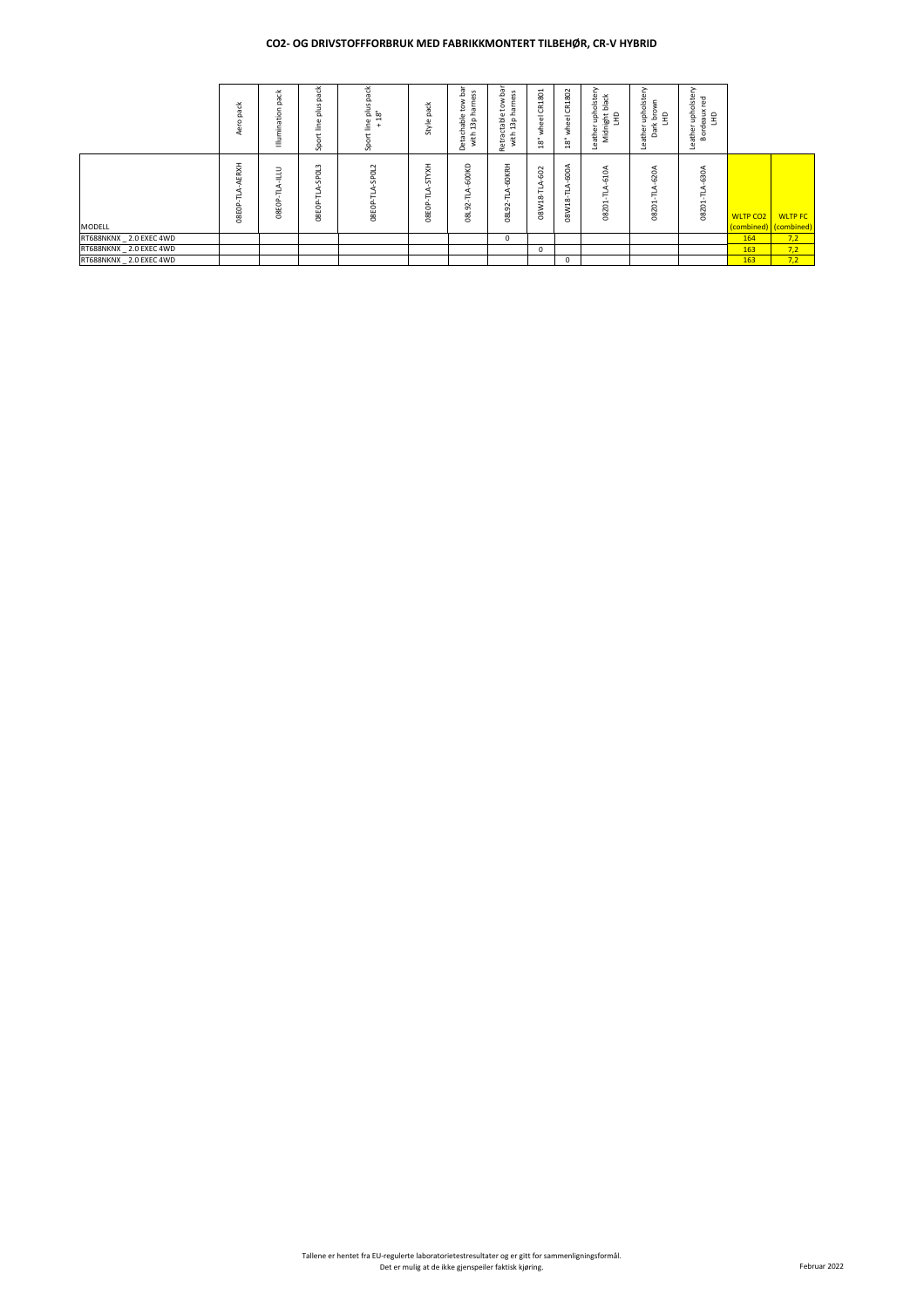## CO2- OG DRIVSTOFFORBRUK MED FABRIKKMONTERT TILBEHØR, CR-V HYBRID

| | Aero pack | Illumination pack | Sport line plus pack | Sport line plus pack + 18" | Style pack | Detachable tow bar with 13p harness | Retractable tow bar with 13p harness | 18" wheel CR1801 | 18" wheel CR1802 | Leather upholstery Midnight black LHD | Leather upholstery Dark brown LHD | Leather upholstery Bordeaux red LHD | | |
|---|---|---|---|---|---|---|---|---|---|---|---|---|---|---|
| MODELL | 08E0P-TLA-AERXH | 08E0P-TLA-ILLU | 08E0P-TLA-SPOL3 | 08E0P-TLA-SPOL2 | 08E0P-TLA-STYXH | 08L92-TLA-600KD | 08L92-TLA-60KRH | 08W18-TLA-602 | 08W18-TLA-600A | 08Z01-TLA-610A | 08Z01-TLA-620A | 08Z01-TLA-630A | WLTP CO2 (combined) | WLTP FC (combined) |
| RT688NKNX _ 2.0 EXEC 4WD | | | | | | | 0 | | | | | | 164 | 7,2 |
| RT688NKNX _ 2.0 EXEC 4WD | | | | | | | | 0 | | | | | 163 | 7,2 |
| RT688NKNX _ 2.0 EXEC 4WD | | | | | | | | | 0 | | | | 163 | 7,2 |

Tallene er hentet fra EU-regulerte laboratorietestresultater og er gitt for sammenligningsformål.
Det er mulig at de ikke gjenspeiler faktisk kjøring.

Februar 2022